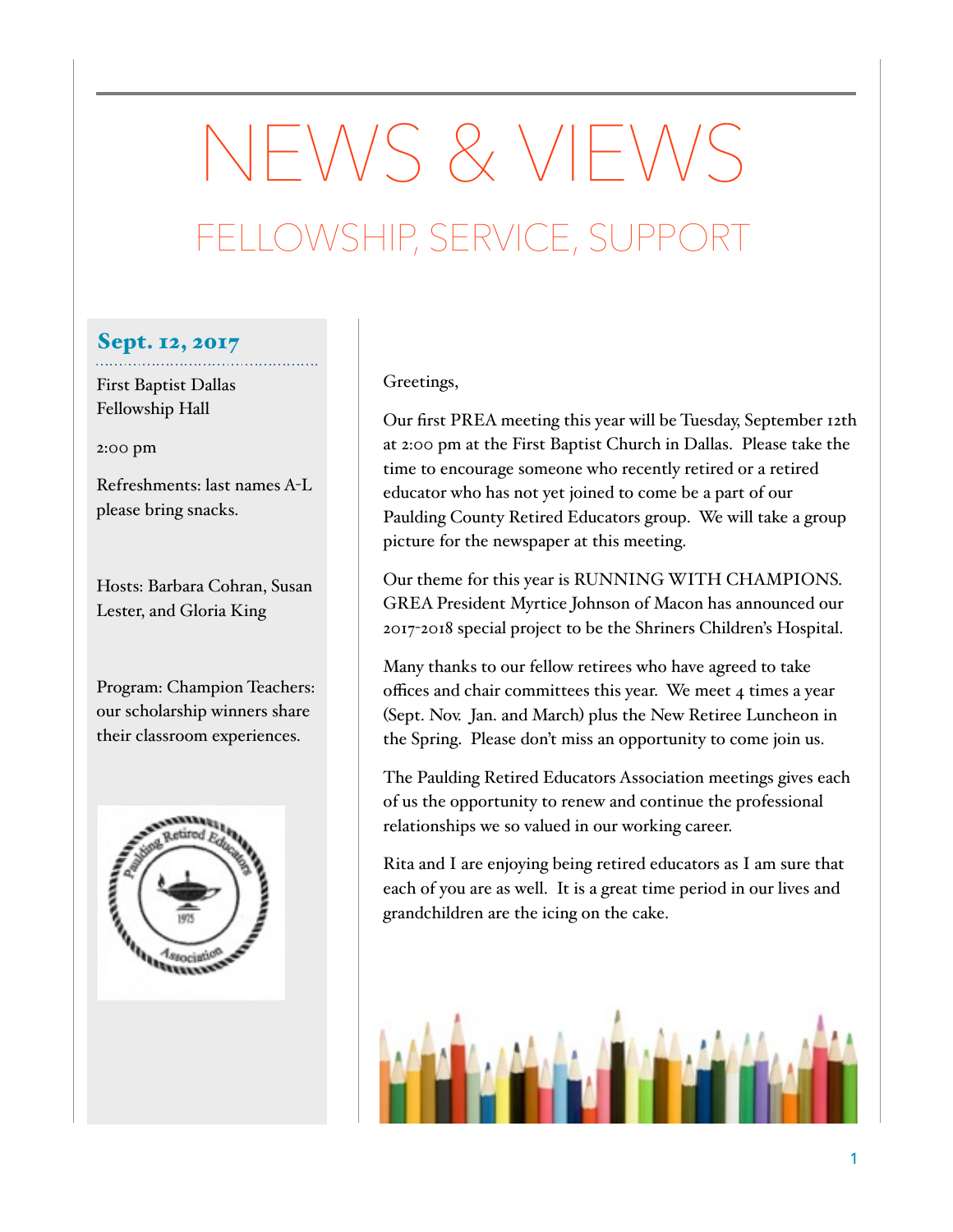# NEWS & VIEWS

## FELLOWSHIP, SERVICE, SUPPORT

### Sept. 12, 2017

First Baptist Dallas
Fellowship Hall

2:00 pm

Refreshments: last names A-L please bring snacks.

Hosts: Barbara Cohran, Susan Lester, and Gloria King

Program: Champion Teachers: our scholarship winners share their classroom experiences.

Greetings,

Our first PREA meeting this year will be Tuesday, September 12th at 2:00 pm at the First Baptist Church in Dallas. Please take the time to encourage someone who recently retired or a retired educator who has not yet joined to come be a part of our Paulding County Retired Educators group. We will take a group picture for the newspaper at this meeting.

Our theme for this year is RUNNING WITH CHAMPIONS. GREA President Myrtice Johnson of Macon has announced our 2017-2018 special project to be the Shriners Children's Hospital.

Many thanks to our fellow retirees who have agreed to take offices and chair committees this year. We meet 4 times a year (Sept. Nov. Jan. and March) plus the New Retiree Luncheon in the Spring. Please don't miss an opportunity to come join us.

The Paulding Retired Educators Association meetings gives each of us the opportunity to renew and continue the professional relationships we so valued in our working career.

Rita and I are enjoying being retired educators as I am sure that each of you are as well. It is a great time period in our lives and grandchildren are the icing on the cake.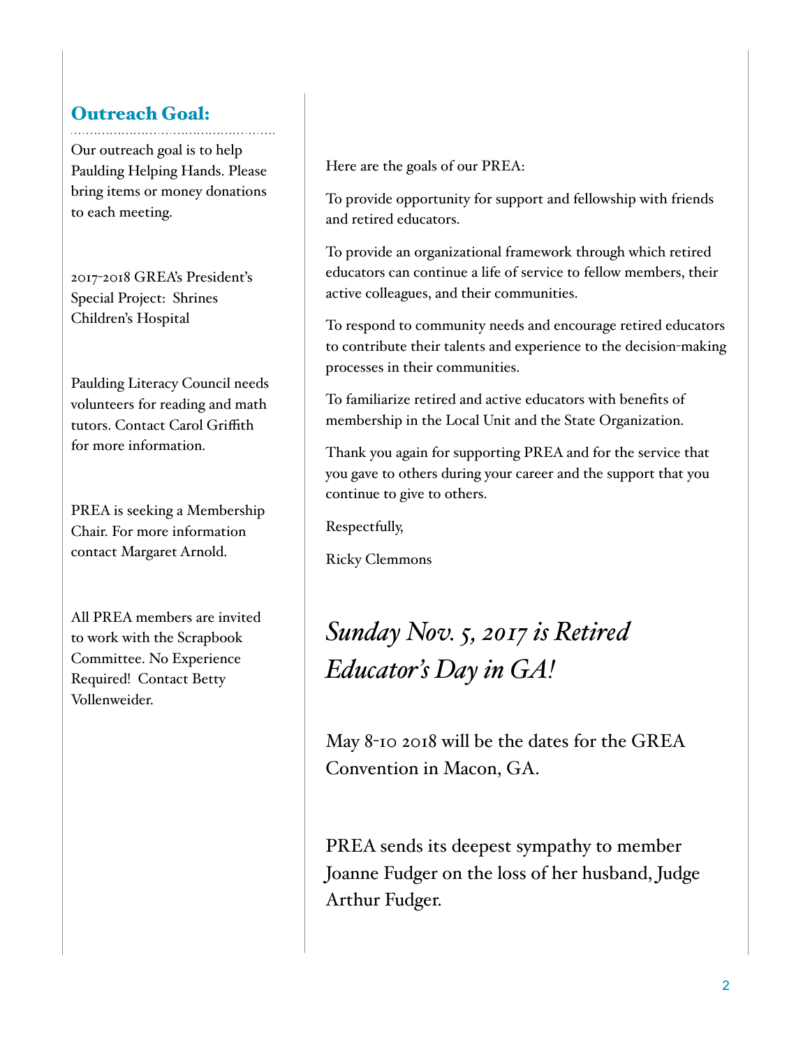## Outreach Goal:

Our outreach goal is to help Paulding Helping Hands. Please bring items or money donations to each meeting.

2017-2018 GREA's President's Special Project: Shrines Children's Hospital

Paulding Literacy Council needs volunteers for reading and math tutors. Contact Carol Griffith for more information.

PREA is seeking a Membership Chair. For more information contact Margaret Arnold.

All PREA members are invited to work with the Scrapbook Committee. No Experience Required! Contact Betty Vollenweider.

Here are the goals of our PREA:

To provide opportunity for support and fellowship with friends and retired educators.

To provide an organizational framework through which retired educators can continue a life of service to fellow members, their active colleagues, and their communities.

To respond to community needs and encourage retired educators to contribute their talents and experience to the decision-making processes in their communities.

To familiarize retired and active educators with benefits of membership in the Local Unit and the State Organization.

Thank you again for supporting PREA and for the service that you gave to others during your career and the support that you continue to give to others.

Respectfully,

Ricky Clemmons

*Sunday Nov. 5, 2017 is Retired Educator's Day in GA!*

May 8-10 2018 will be the dates for the GREA Convention in Macon, GA.

PREA sends its deepest sympathy to member Joanne Fudger on the loss of her husband, Judge Arthur Fudger.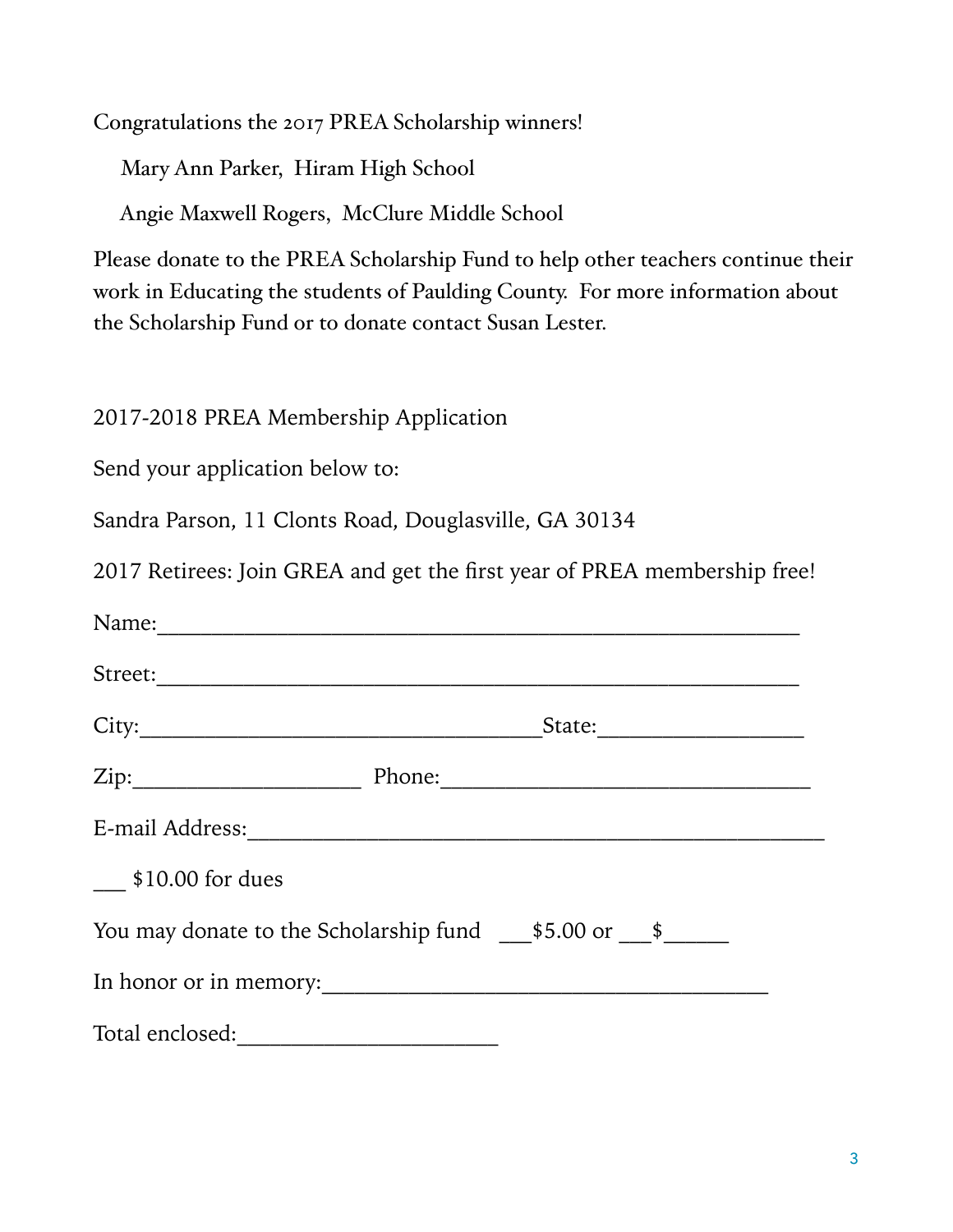Congratulations the 2017 PREA Scholarship winners!

Mary Ann Parker, Hiram High School

Angie Maxwell Rogers, McClure Middle School

Please donate to the PREA Scholarship Fund to help other teachers continue their work in Educating the students of Paulding County. For more information about the Scholarship Fund or to donate contact Susan Lester.

2017-2018 PREA Membership Application

Send your application below to:

Sandra Parson, 11 Clonts Road, Douglasville, GA 30134

2017 Retirees: Join GREA and get the first year of PREA membership free!

Name:_______________________________________________________

Street:_______________________________________________________

City:__________________________________State:_________________

Zip:___________________ Phone:_______________________________

E-mail Address:______________________________________________

___ $10.00 for dues

You may donate to the Scholarship fund ___$5.00 or ___$_____

In honor or in memory:____________________________________

Total enclosed:______________________